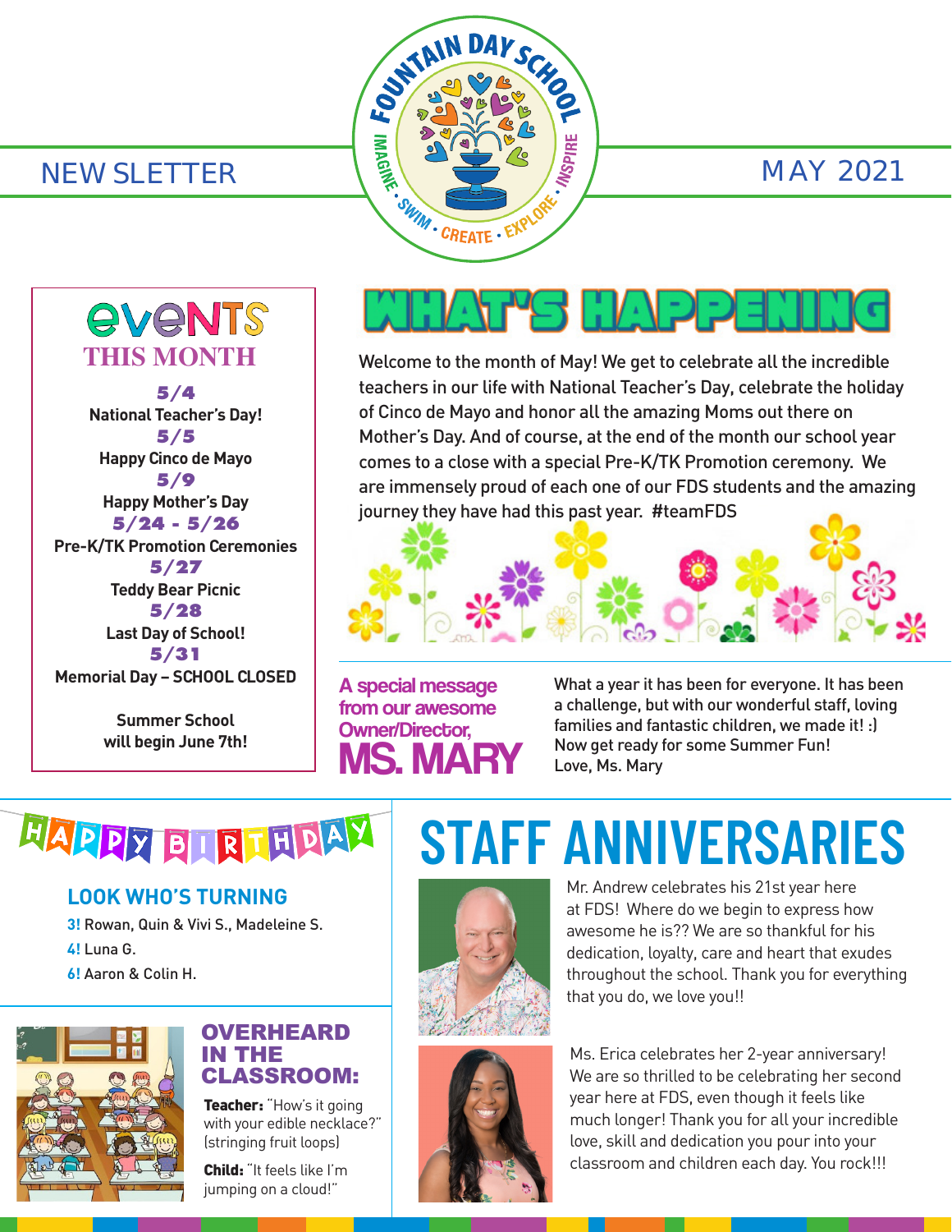# Fountain Day School

IMAGINE • SWIM • CREATE • EXPLORE • INSPIRE

NEW SLETTER

MAY 2021

## Events This Month

**5/4**
National Teacher's Day!

**5/5**
Happy Cinco de Mayo

**5/9**
Happy Mother's Day

**5/24 - 5/26**
Pre-K/TK Promotion Ceremonies

**5/27**
Teddy Bear Picnic

**5/28**
Last Day of School!

**5/31**
Memorial Day – SCHOOL CLOSED

Summer School will begin June 7th!

## What's Happening

Welcome to the month of May! We get to celebrate all the incredible teachers in our life with National Teacher's Day, celebrate the holiday of Cinco de Mayo and honor all the amazing Moms out there on Mother's Day. And of course, at the end of the month our school year comes to a close with a special Pre-K/TK Promotion ceremony. We are immensely proud of each one of our FDS students and the amazing journey they have had this past year. #teamFDS

### A special message from our awesome Owner/Director, MS. MARY

What a year it has been for everyone. It has been a challenge, but with our wonderful staff, loving families and fantastic children, we made it! :)
Now get ready for some Summer Fun!
Love, Ms. Mary

## Happy Birthday

### Look Who's Turning

**3!** Rowan, Quin & Vivi S., Madeleine S.
**4!** Luna G.
**6!** Aaron & Colin H.

## Overheard in the Classroom:

**Teacher:** "How's it going with your edible necklace?" (stringing fruit loops)

**Child:** "It feels like I'm jumping on a cloud!"

## Staff Anniversaries

Mr. Andrew celebrates his 21st year here at FDS! Where do we begin to express how awesome he is?? We are so thankful for his dedication, loyalty, care and heart that exudes throughout the school. Thank you for everything that you do, we love you!!

Ms. Erica celebrates her 2-year anniversary! We are so thrilled to be celebrating her second year here at FDS, even though it feels like much longer! Thank you for all your incredible love, skill and dedication you pour into your classroom and children each day. You rock!!!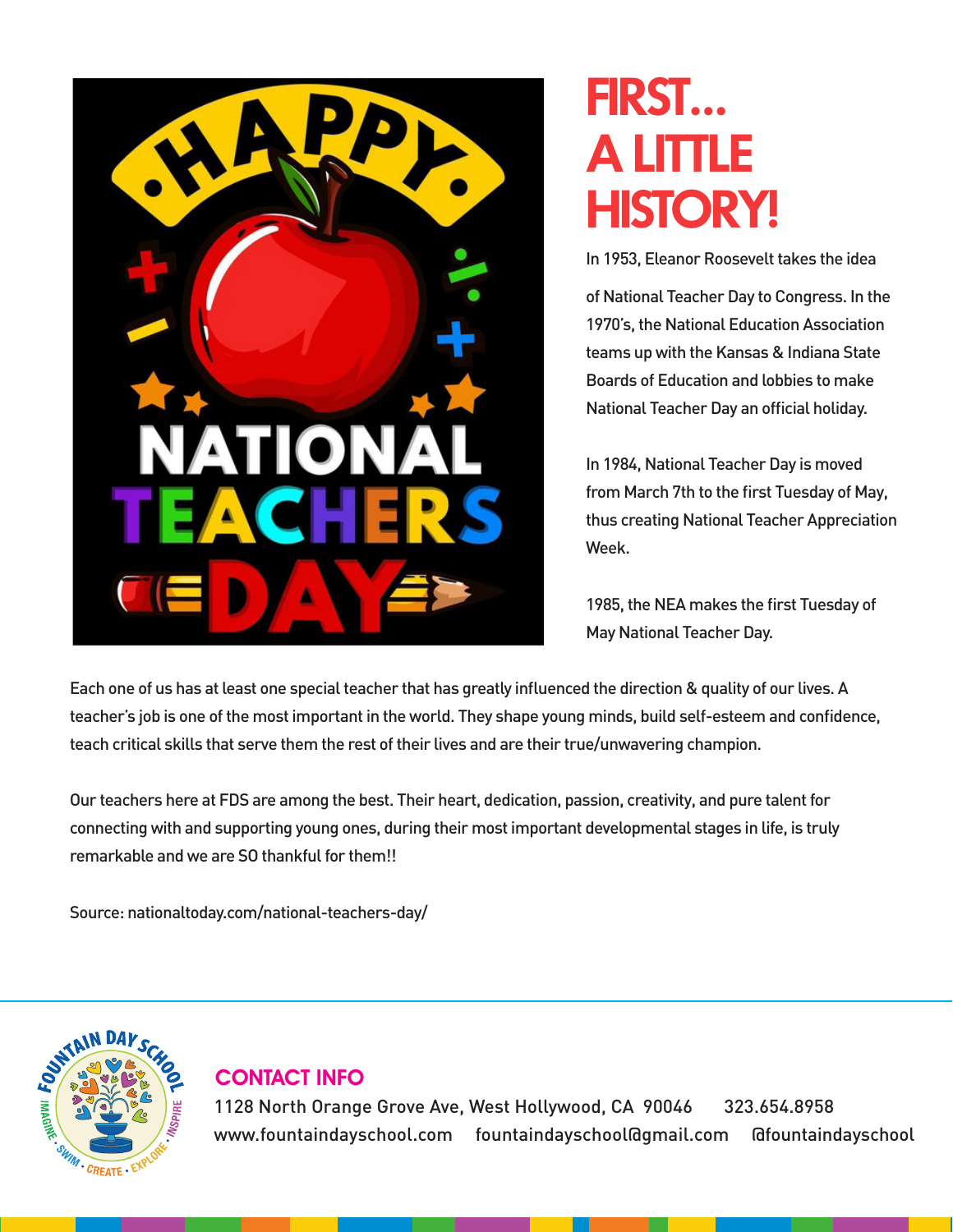# FIRST... A LITTLE HISTORY!

In 1953, Eleanor Roosevelt takes the idea of National Teacher Day to Congress. In the 1970's, the National Education Association teams up with the Kansas & Indiana State Boards of Education and lobbies to make National Teacher Day an official holiday.

In 1984, National Teacher Day is moved from March 7th to the first Tuesday of May, thus creating National Teacher Appreciation Week.

1985, the NEA makes the first Tuesday of May National Teacher Day.

Each one of us has at least one special teacher that has greatly influenced the direction & quality of our lives. A teacher's job is one of the most important in the world. They shape young minds, build self-esteem and confidence, teach critical skills that serve them the rest of their lives and are their true/unwavering champion.

Our teachers here at FDS are among the best. Their heart, dedication, passion, creativity, and pure talent for connecting with and supporting young ones, during their most important developmental stages in life, is truly remarkable and we are SO thankful for them!!

Source: nationaltoday.com/national-teachers-day/

## CONTACT INFO

1128 North Orange Grove Ave, West Hollywood, CA 90046 323.654.8958

www.fountaindayschool.com fountaindayschool@gmail.com @fountaindayschool